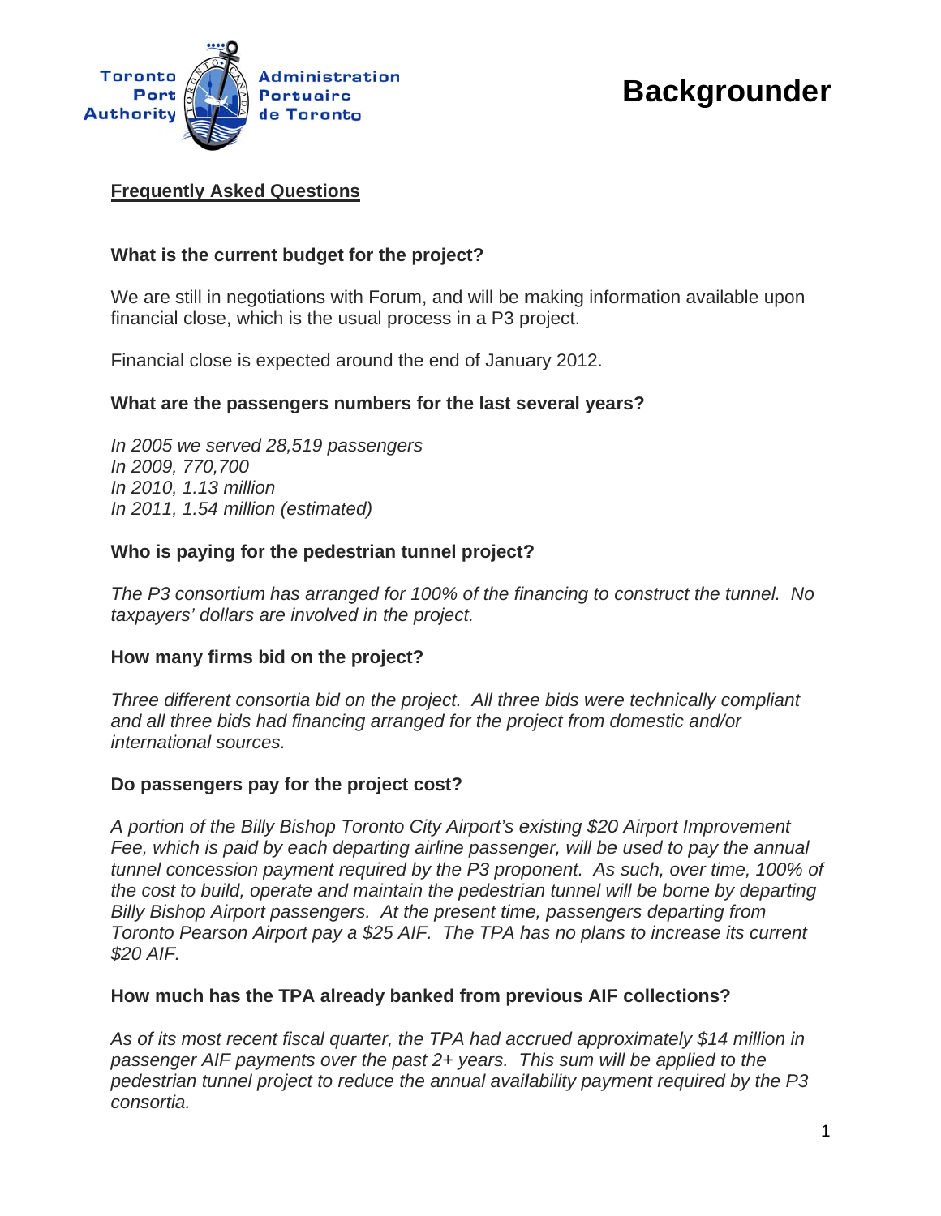Toronto Port Authority

Administration Portuaire de Toronto

# Backgrounder

## Frequently Asked Questions

### What is the current budget for the project?

We are still in negotiations with Forum, and will be making information available upon financial close, which is the usual process in a P3 project.

Financial close is expected around the end of January 2012.

### What are the passengers numbers for the last several years?

*In 2005 we served 28,519 passengers*
*In 2009, 770,700*
*In 2010, 1.13 million*
*In 2011, 1.54 million (estimated)*

### Who is paying for the pedestrian tunnel project?

*The P3 consortium has arranged for 100% of the financing to construct the tunnel. No taxpayers' dollars are involved in the project.*

### How many firms bid on the project?

*Three different consortia bid on the project. All three bids were technically compliant and all three bids had financing arranged for the project from domestic and/or international sources.*

### Do passengers pay for the project cost?

*A portion of the Billy Bishop Toronto City Airport's existing $20 Airport Improvement Fee, which is paid by each departing airline passenger, will be used to pay the annual tunnel concession payment required by the P3 proponent. As such, over time, 100% of the cost to build, operate and maintain the pedestrian tunnel will be borne by departing Billy Bishop Airport passengers. At the present time, passengers departing from Toronto Pearson Airport pay a $25 AIF. The TPA has no plans to increase its current $20 AIF.*

### How much has the TPA already banked from previous AIF collections?

*As of its most recent fiscal quarter, the TPA had accrued approximately $14 million in passenger AIF payments over the past 2+ years. This sum will be applied to the pedestrian tunnel project to reduce the annual availability payment required by the P3 consortia.*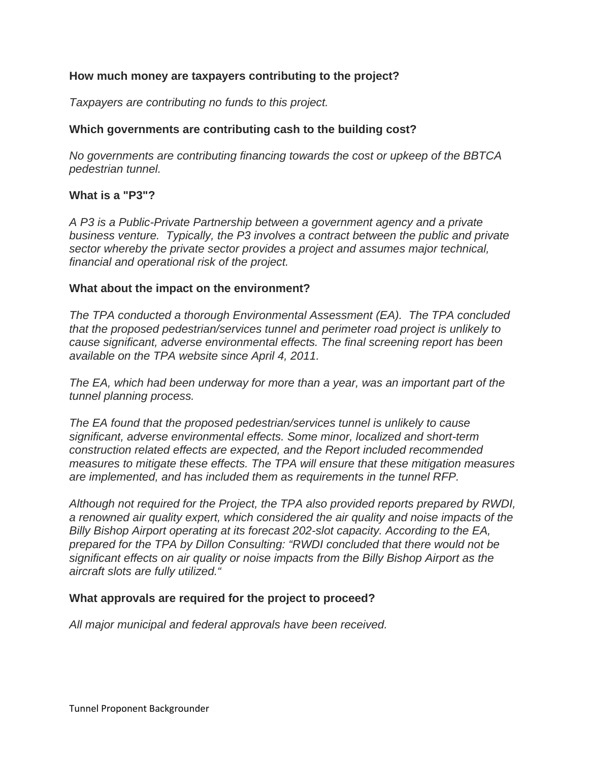**How much money are taxpayers contributing to the project?**

*Taxpayers are contributing no funds to this project.*

**Which governments are contributing cash to the building cost?**

*No governments are contributing financing towards the cost or upkeep of the BBTCA pedestrian tunnel.*

**What is a "P3"?**

*A P3 is a Public-Private Partnership between a government agency and a private business venture. Typically, the P3 involves a contract between the public and private sector whereby the private sector provides a project and assumes major technical, financial and operational risk of the project.*

**What about the impact on the environment?**

*The TPA conducted a thorough Environmental Assessment (EA). The TPA concluded that the proposed pedestrian/services tunnel and perimeter road project is unlikely to cause significant, adverse environmental effects. The final screening report has been available on the TPA website since April 4, 2011.*

*The EA, which had been underway for more than a year, was an important part of the tunnel planning process.*

*The EA found that the proposed pedestrian/services tunnel is unlikely to cause significant, adverse environmental effects. Some minor, localized and short-term construction related effects are expected, and the Report included recommended measures to mitigate these effects. The TPA will ensure that these mitigation measures are implemented, and has included them as requirements in the tunnel RFP.*

*Although not required for the Project, the TPA also provided reports prepared by RWDI, a renowned air quality expert, which considered the air quality and noise impacts of the Billy Bishop Airport operating at its forecast 202-slot capacity. According to the EA, prepared for the TPA by Dillon Consulting: "RWDI concluded that there would not be significant effects on air quality or noise impacts from the Billy Bishop Airport as the aircraft slots are fully utilized."*

**What approvals are required for the project to proceed?**

*All major municipal and federal approvals have been received.*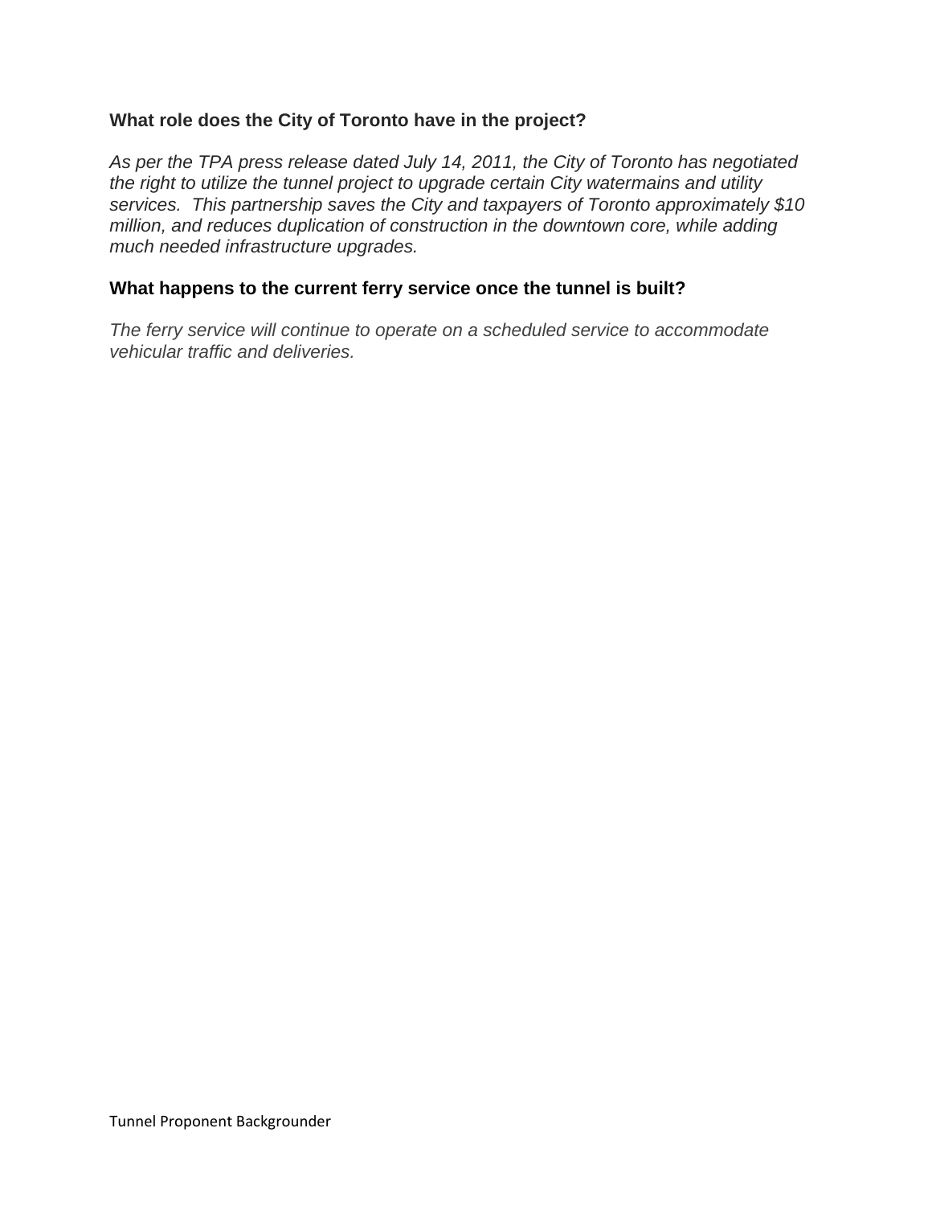**What role does the City of Toronto have in the project?**

*As per the TPA press release dated July 14, 2011, the City of Toronto has negotiated the right to utilize the tunnel project to upgrade certain City watermains and utility services. This partnership saves the City and taxpayers of Toronto approximately $10 million, and reduces duplication of construction in the downtown core, while adding much needed infrastructure upgrades.*

**What happens to the current ferry service once the tunnel is built?**

*The ferry service will continue to operate on a scheduled service to accommodate vehicular traffic and deliveries.*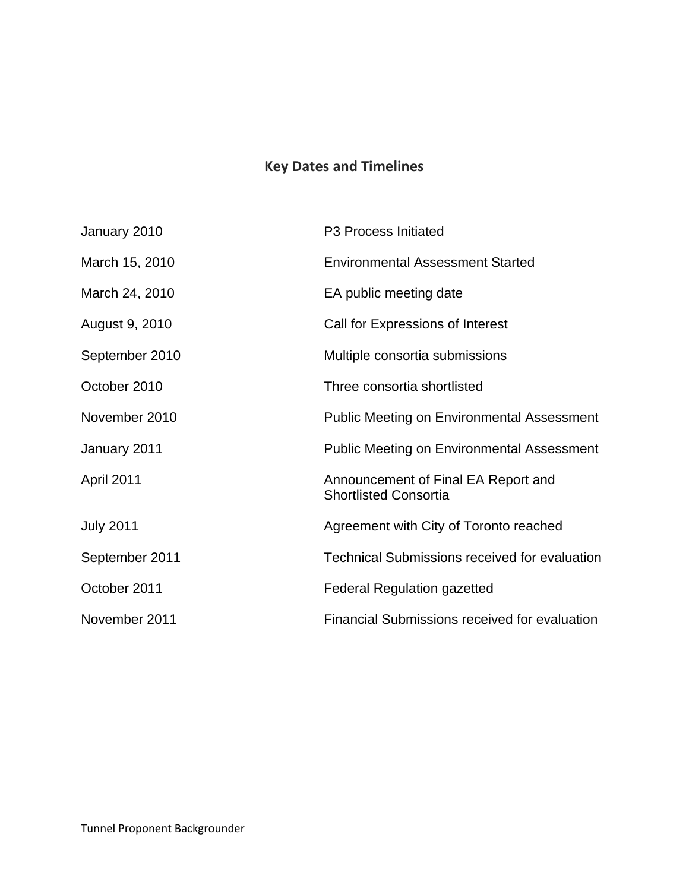## Key Dates and Timelines

| | |
|---|---|
| January 2010 | P3 Process Initiated |
| March 15, 2010 | Environmental Assessment Started |
| March 24, 2010 | EA public meeting date |
| August 9, 2010 | Call for Expressions of Interest |
| September 2010 | Multiple consortia submissions |
| October 2010 | Three consortia shortlisted |
| November 2010 | Public Meeting on Environmental Assessment |
| January 2011 | Public Meeting on Environmental Assessment |
| April 2011 | Announcement of Final EA Report and Shortlisted Consortia |
| July 2011 | Agreement with City of Toronto reached |
| September 2011 | Technical Submissions received for evaluation |
| October 2011 | Federal Regulation gazetted |
| November 2011 | Financial Submissions received for evaluation |